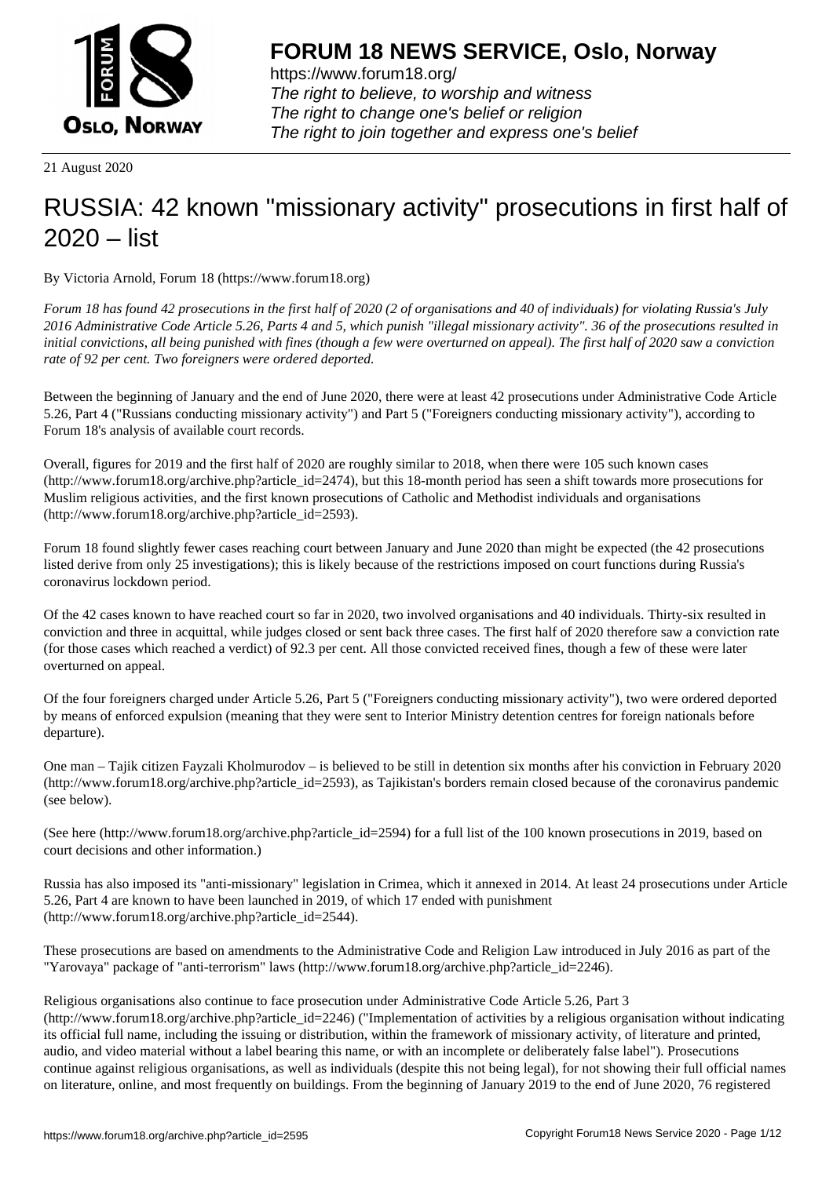# FORUM 18 NEWS SERVICE, Oslo, Norway

https://www.forum18.org/
*The right to believe, to worship and witness*
*The right to change one's belief or religion*
*The right to join together and express one's belief*

21 August 2020

# RUSSIA: 42 known "missionary activity" prosecutions in first half of 2020 – list

By Victoria Arnold, Forum 18 (https://www.forum18.org)

*Forum 18 has found 42 prosecutions in the first half of 2020 (2 of organisations and 40 of individuals) for violating Russia's July 2016 Administrative Code Article 5.26, Parts 4 and 5, which punish "illegal missionary activity". 36 of the prosecutions resulted in initial convictions, all being punished with fines (though a few were overturned on appeal). The first half of 2020 saw a conviction rate of 92 per cent. Two foreigners were ordered deported.*

Between the beginning of January and the end of June 2020, there were at least 42 prosecutions under Administrative Code Article 5.26, Part 4 ("Russians conducting missionary activity") and Part 5 ("Foreigners conducting missionary activity"), according to Forum 18's analysis of available court records.

Overall, figures for 2019 and the first half of 2020 are roughly similar to 2018, when there were 105 such known cases (http://www.forum18.org/archive.php?article_id=2474), but this 18-month period has seen a shift towards more prosecutions for Muslim religious activities, and the first known prosecutions of Catholic and Methodist individuals and organisations (http://www.forum18.org/archive.php?article_id=2593).

Forum 18 found slightly fewer cases reaching court between January and June 2020 than might be expected (the 42 prosecutions listed derive from only 25 investigations); this is likely because of the restrictions imposed on court functions during Russia's coronavirus lockdown period.

Of the 42 cases known to have reached court so far in 2020, two involved organisations and 40 individuals. Thirty-six resulted in conviction and three in acquittal, while judges closed or sent back three cases. The first half of 2020 therefore saw a conviction rate (for those cases which reached a verdict) of 92.3 per cent. All those convicted received fines, though a few of these were later overturned on appeal.

Of the four foreigners charged under Article 5.26, Part 5 ("Foreigners conducting missionary activity"), two were ordered deported by means of enforced expulsion (meaning that they were sent to Interior Ministry detention centres for foreign nationals before departure).

One man – Tajik citizen Fayzali Kholmurodov – is believed to be still in detention six months after his conviction in February 2020 (http://www.forum18.org/archive.php?article_id=2593), as Tajikistan's borders remain closed because of the coronavirus pandemic (see below).

(See here (http://www.forum18.org/archive.php?article_id=2594) for a full list of the 100 known prosecutions in 2019, based on court decisions and other information.)

Russia has also imposed its "anti-missionary" legislation in Crimea, which it annexed in 2014. At least 24 prosecutions under Article 5.26, Part 4 are known to have been launched in 2019, of which 17 ended with punishment (http://www.forum18.org/archive.php?article_id=2544).

These prosecutions are based on amendments to the Administrative Code and Religion Law introduced in July 2016 as part of the "Yarovaya" package of "anti-terrorism" laws (http://www.forum18.org/archive.php?article_id=2246).

Religious organisations also continue to face prosecution under Administrative Code Article 5.26, Part 3 (http://www.forum18.org/archive.php?article_id=2246) ("Implementation of activities by a religious organisation without indicating its official full name, including the issuing or distribution, within the framework of missionary activity, of literature and printed, audio, and video material without a label bearing this name, or with an incomplete or deliberately false label"). Prosecutions continue against religious organisations, as well as individuals (despite this not being legal), for not showing their full official names on literature, online, and most frequently on buildings. From the beginning of January 2019 to the end of June 2020, 76 registered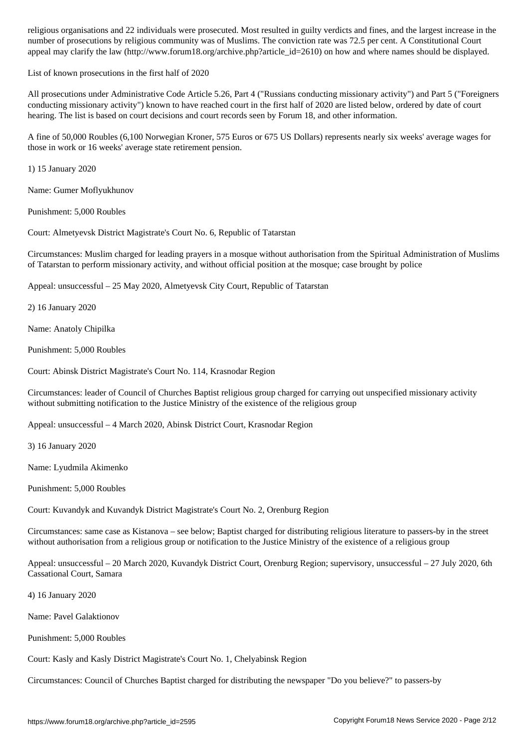religious organisations and 22 individuals were prosecuted. Most resulted in guilty verdicts and fines, and the largest increase in the number of prosecutions by religious community was of Muslims. The conviction rate was 72.5 per cent. A Constitutional Court appeal may clarify the law (http://www.forum18.org/archive.php?article_id=2610) on how and where names should be displayed.

List of known prosecutions in the first half of 2020

All prosecutions under Administrative Code Article 5.26, Part 4 ("Russians conducting missionary activity") and Part 5 ("Foreigners conducting missionary activity") known to have reached court in the first half of 2020 are listed below, ordered by date of court hearing. The list is based on court decisions and court records seen by Forum 18, and other information.

A fine of 50,000 Roubles (6,100 Norwegian Kroner, 575 Euros or 675 US Dollars) represents nearly six weeks' average wages for those in work or 16 weeks' average state retirement pension.

1) 15 January 2020

Name: Gumer Moflyukhunov

Punishment: 5,000 Roubles

Court: Almetyevsk District Magistrate's Court No. 6, Republic of Tatarstan

Circumstances: Muslim charged for leading prayers in a mosque without authorisation from the Spiritual Administration of Muslims of Tatarstan to perform missionary activity, and without official position at the mosque; case brought by police

Appeal: unsuccessful – 25 May 2020, Almetyevsk City Court, Republic of Tatarstan

2) 16 January 2020

Name: Anatoly Chipilka

Punishment: 5,000 Roubles

Court: Abinsk District Magistrate's Court No. 114, Krasnodar Region

Circumstances: leader of Council of Churches Baptist religious group charged for carrying out unspecified missionary activity without submitting notification to the Justice Ministry of the existence of the religious group

Appeal: unsuccessful – 4 March 2020, Abinsk District Court, Krasnodar Region

3) 16 January 2020

Name: Lyudmila Akimenko

Punishment: 5,000 Roubles

Court: Kuvandyk and Kuvandyk District Magistrate's Court No. 2, Orenburg Region

Circumstances: same case as Kistanova – see below; Baptist charged for distributing religious literature to passers-by in the street without authorisation from a religious group or notification to the Justice Ministry of the existence of a religious group

Appeal: unsuccessful – 20 March 2020, Kuvandyk District Court, Orenburg Region; supervisory, unsuccessful – 27 July 2020, 6th Cassational Court, Samara

4) 16 January 2020

Name: Pavel Galaktionov

Punishment: 5,000 Roubles

Court: Kasly and Kasly District Magistrate's Court No. 1, Chelyabinsk Region

Circumstances: Council of Churches Baptist charged for distributing the newspaper "Do you believe?" to passers-by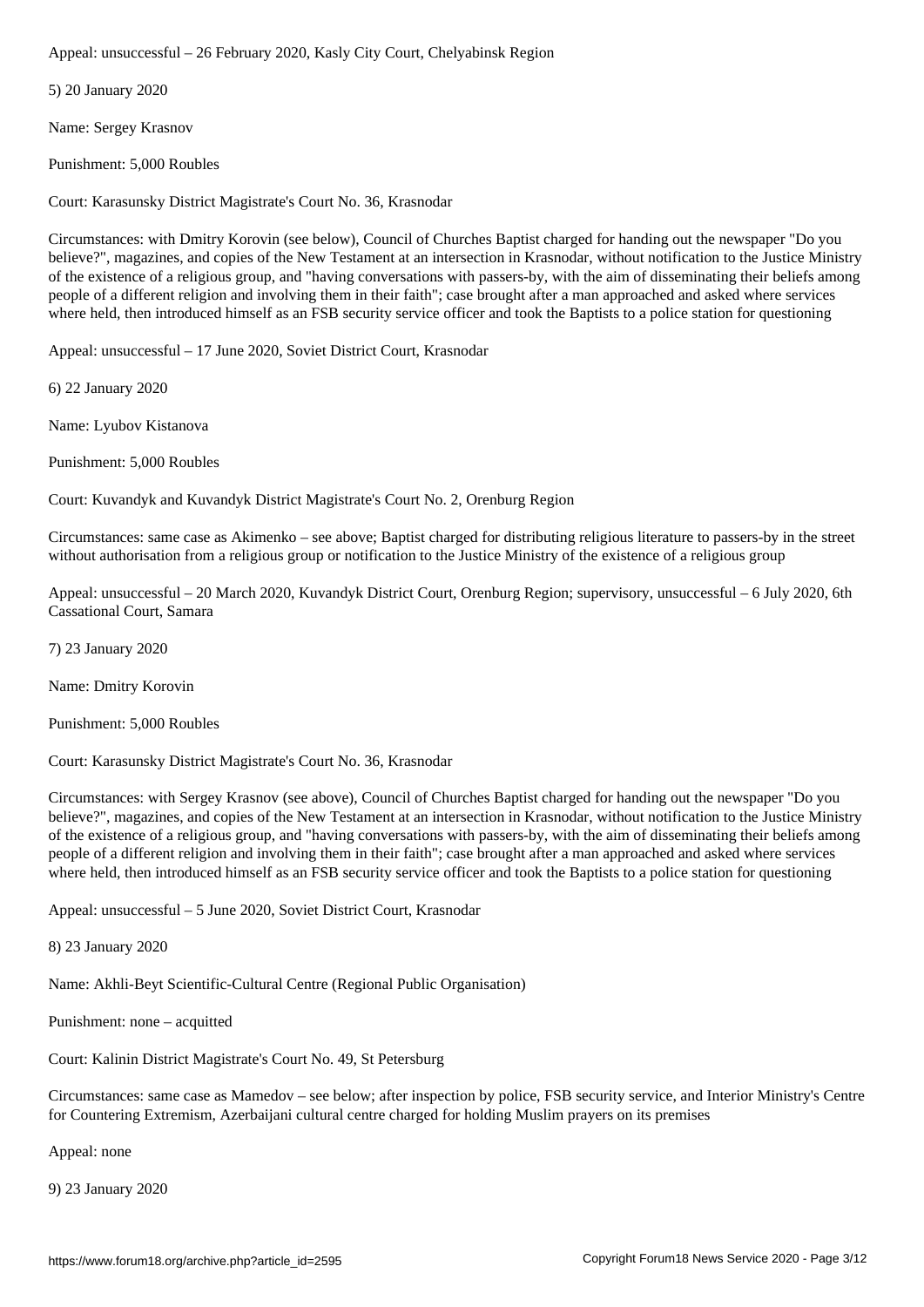Appeal: unsuccessful – 26 February 2020, Kasly City Court, Chelyabinsk Region

5) 20 January 2020

Name: Sergey Krasnov

Punishment: 5,000 Roubles

Court: Karasunsky District Magistrate's Court No. 36, Krasnodar

Circumstances: with Dmitry Korovin (see below), Council of Churches Baptist charged for handing out the newspaper "Do you believe?", magazines, and copies of the New Testament at an intersection in Krasnodar, without notification to the Justice Ministry of the existence of a religious group, and "having conversations with passers-by, with the aim of disseminating their beliefs among people of a different religion and involving them in their faith"; case brought after a man approached and asked where services where held, then introduced himself as an FSB security service officer and took the Baptists to a police station for questioning

Appeal: unsuccessful – 17 June 2020, Soviet District Court, Krasnodar

6) 22 January 2020

Name: Lyubov Kistanova

Punishment: 5,000 Roubles

Court: Kuvandyk and Kuvandyk District Magistrate's Court No. 2, Orenburg Region

Circumstances: same case as Akimenko – see above; Baptist charged for distributing religious literature to passers-by in the street without authorisation from a religious group or notification to the Justice Ministry of the existence of a religious group

Appeal: unsuccessful – 20 March 2020, Kuvandyk District Court, Orenburg Region; supervisory, unsuccessful – 6 July 2020, 6th Cassational Court, Samara

7) 23 January 2020

Name: Dmitry Korovin

Punishment: 5,000 Roubles

Court: Karasunsky District Magistrate's Court No. 36, Krasnodar

Circumstances: with Sergey Krasnov (see above), Council of Churches Baptist charged for handing out the newspaper "Do you believe?", magazines, and copies of the New Testament at an intersection in Krasnodar, without notification to the Justice Ministry of the existence of a religious group, and "having conversations with passers-by, with the aim of disseminating their beliefs among people of a different religion and involving them in their faith"; case brought after a man approached and asked where services where held, then introduced himself as an FSB security service officer and took the Baptists to a police station for questioning

Appeal: unsuccessful – 5 June 2020, Soviet District Court, Krasnodar

8) 23 January 2020

Name: Akhli-Beyt Scientific-Cultural Centre (Regional Public Organisation)

Punishment: none – acquitted

Court: Kalinin District Magistrate's Court No. 49, St Petersburg

Circumstances: same case as Mamedov – see below; after inspection by police, FSB security service, and Interior Ministry's Centre for Countering Extremism, Azerbaijani cultural centre charged for holding Muslim prayers on its premises

Appeal: none

9) 23 January 2020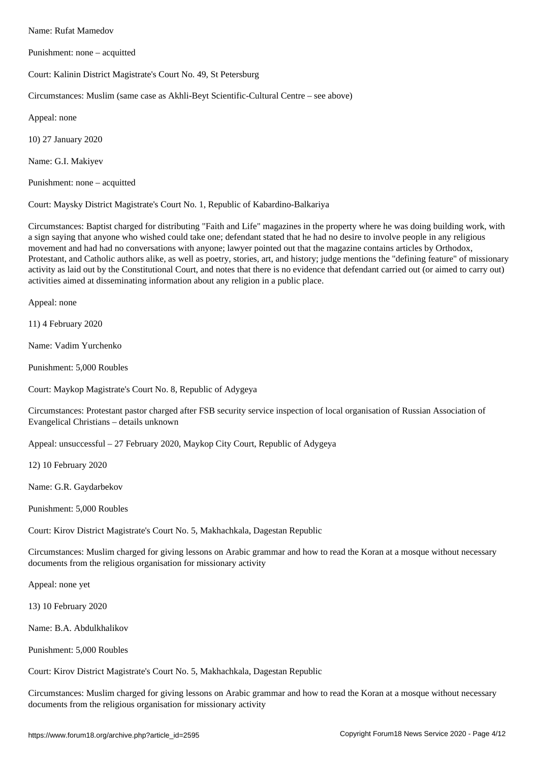Name: Rufat Mamedov

Punishment: none – acquitted

Court: Kalinin District Magistrate's Court No. 49, St Petersburg

Circumstances: Muslim (same case as Akhli-Beyt Scientific-Cultural Centre – see above)

Appeal: none

10) 27 January 2020

Name: G.I. Makiyev

Punishment: none – acquitted

Court: Maysky District Magistrate's Court No. 1, Republic of Kabardino-Balkariya

Circumstances: Baptist charged for distributing "Faith and Life" magazines in the property where he was doing building work, with a sign saying that anyone who wished could take one; defendant stated that he had no desire to involve people in any religious movement and had had no conversations with anyone; lawyer pointed out that the magazine contains articles by Orthodox, Protestant, and Catholic authors alike, as well as poetry, stories, art, and history; judge mentions the "defining feature" of missionary activity as laid out by the Constitutional Court, and notes that there is no evidence that defendant carried out (or aimed to carry out) activities aimed at disseminating information about any religion in a public place.

Appeal: none

11) 4 February 2020

Name: Vadim Yurchenko

Punishment: 5,000 Roubles

Court: Maykop Magistrate's Court No. 8, Republic of Adygeya

Circumstances: Protestant pastor charged after FSB security service inspection of local organisation of Russian Association of Evangelical Christians – details unknown

Appeal: unsuccessful – 27 February 2020, Maykop City Court, Republic of Adygeya

12) 10 February 2020

Name: G.R. Gaydarbekov

Punishment: 5,000 Roubles

Court: Kirov District Magistrate's Court No. 5, Makhachkala, Dagestan Republic

Circumstances: Muslim charged for giving lessons on Arabic grammar and how to read the Koran at a mosque without necessary documents from the religious organisation for missionary activity

Appeal: none yet

13) 10 February 2020

Name: B.A. Abdulkhalikov

Punishment: 5,000 Roubles

Court: Kirov District Magistrate's Court No. 5, Makhachkala, Dagestan Republic

Circumstances: Muslim charged for giving lessons on Arabic grammar and how to read the Koran at a mosque without necessary documents from the religious organisation for missionary activity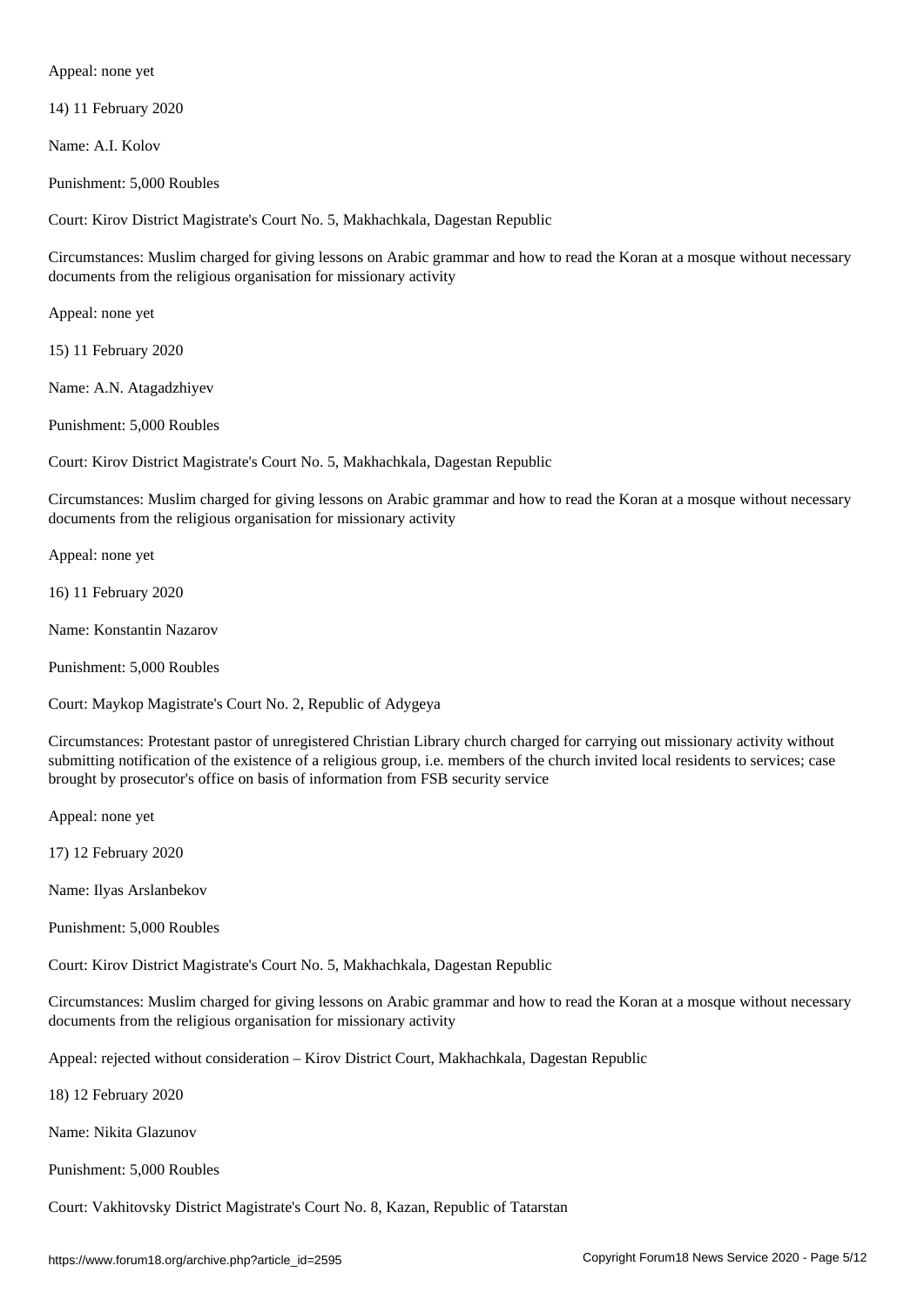Appeal: none yet

14) 11 February 2020

Name: A.I. Kolov

Punishment: 5,000 Roubles

Court: Kirov District Magistrate's Court No. 5, Makhachkala, Dagestan Republic

Circumstances: Muslim charged for giving lessons on Arabic grammar and how to read the Koran at a mosque without necessary documents from the religious organisation for missionary activity

Appeal: none yet

15) 11 February 2020

Name: A.N. Atagadzhiyev

Punishment: 5,000 Roubles

Court: Kirov District Magistrate's Court No. 5, Makhachkala, Dagestan Republic

Circumstances: Muslim charged for giving lessons on Arabic grammar and how to read the Koran at a mosque without necessary documents from the religious organisation for missionary activity

Appeal: none yet

16) 11 February 2020

Name: Konstantin Nazarov

Punishment: 5,000 Roubles

Court: Maykop Magistrate's Court No. 2, Republic of Adygeya

Circumstances: Protestant pastor of unregistered Christian Library church charged for carrying out missionary activity without submitting notification of the existence of a religious group, i.e. members of the church invited local residents to services; case brought by prosecutor's office on basis of information from FSB security service

Appeal: none yet

17) 12 February 2020

Name: Ilyas Arslanbekov

Punishment: 5,000 Roubles

Court: Kirov District Magistrate's Court No. 5, Makhachkala, Dagestan Republic

Circumstances: Muslim charged for giving lessons on Arabic grammar and how to read the Koran at a mosque without necessary documents from the religious organisation for missionary activity

Appeal: rejected without consideration – Kirov District Court, Makhachkala, Dagestan Republic

18) 12 February 2020

Name: Nikita Glazunov

Punishment: 5,000 Roubles

Court: Vakhitovsky District Magistrate's Court No. 8, Kazan, Republic of Tatarstan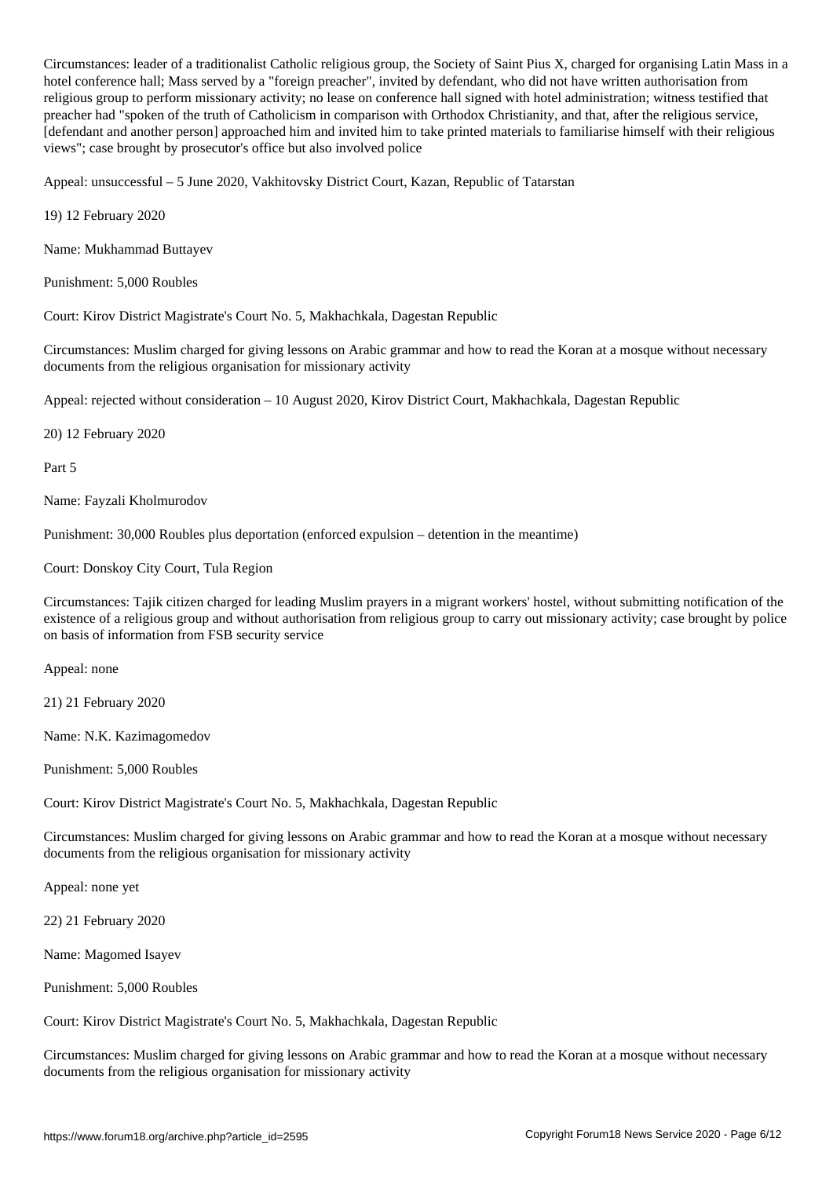Circumstances: leader of a traditionalist Catholic religious group, the Society of Saint Pius X, charged for organising Latin Mass in a hotel conference hall; Mass served by a "foreign preacher", invited by defendant, who did not have written authorisation from religious group to perform missionary activity; no lease on conference hall signed with hotel administration; witness testified that preacher had "spoken of the truth of Catholicism in comparison with Orthodox Christianity, and that, after the religious service, [defendant and another person] approached him and invited him to take printed materials to familiarise himself with their religious views"; case brought by prosecutor's office but also involved police

Appeal: unsuccessful – 5 June 2020, Vakhitovsky District Court, Kazan, Republic of Tatarstan

19) 12 February 2020

Name: Mukhammad Buttayev

Punishment: 5,000 Roubles

Court: Kirov District Magistrate's Court No. 5, Makhachkala, Dagestan Republic

Circumstances: Muslim charged for giving lessons on Arabic grammar and how to read the Koran at a mosque without necessary documents from the religious organisation for missionary activity

Appeal: rejected without consideration – 10 August 2020, Kirov District Court, Makhachkala, Dagestan Republic

20) 12 February 2020

Part 5

Name: Fayzali Kholmurodov

Punishment: 30,000 Roubles plus deportation (enforced expulsion – detention in the meantime)

Court: Donskoy City Court, Tula Region

Circumstances: Tajik citizen charged for leading Muslim prayers in a migrant workers' hostel, without submitting notification of the existence of a religious group and without authorisation from religious group to carry out missionary activity; case brought by police on basis of information from FSB security service

Appeal: none

21) 21 February 2020

Name: N.K. Kazimagomedov

Punishment: 5,000 Roubles

Court: Kirov District Magistrate's Court No. 5, Makhachkala, Dagestan Republic

Circumstances: Muslim charged for giving lessons on Arabic grammar and how to read the Koran at a mosque without necessary documents from the religious organisation for missionary activity

Appeal: none yet

22) 21 February 2020

Name: Magomed Isayev

Punishment: 5,000 Roubles

Court: Kirov District Magistrate's Court No. 5, Makhachkala, Dagestan Republic

Circumstances: Muslim charged for giving lessons on Arabic grammar and how to read the Koran at a mosque without necessary documents from the religious organisation for missionary activity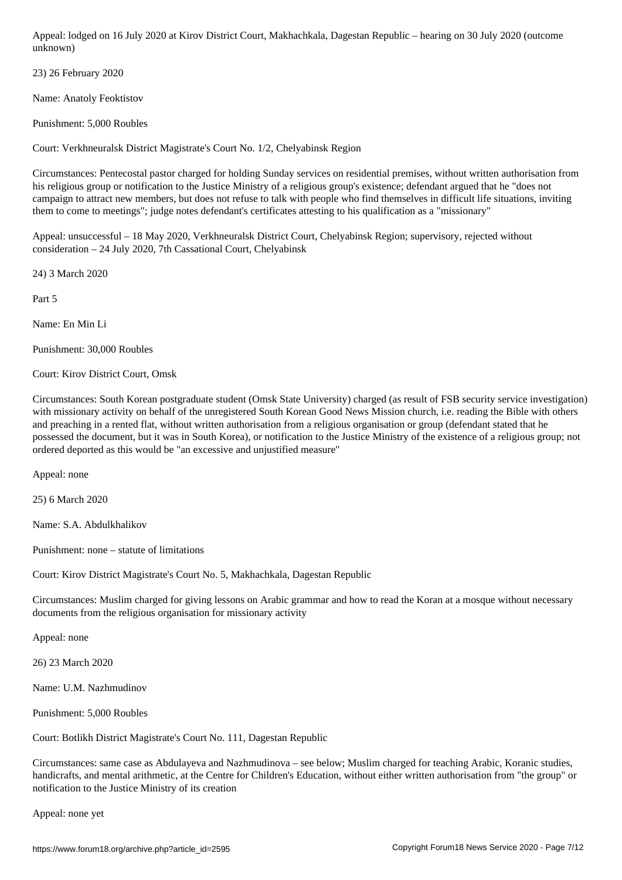Appeal: lodged on 16 July 2020 at Kirov District Court, Makhachkala, Dagestan Republic – hearing on 30 July 2020 (outcome unknown)

23) 26 February 2020

Name: Anatoly Feoktistov

Punishment: 5,000 Roubles

Court: Verkhneuralsk District Magistrate's Court No. 1/2, Chelyabinsk Region

Circumstances: Pentecostal pastor charged for holding Sunday services on residential premises, without written authorisation from his religious group or notification to the Justice Ministry of a religious group's existence; defendant argued that he "does not campaign to attract new members, but does not refuse to talk with people who find themselves in difficult life situations, inviting them to come to meetings"; judge notes defendant's certificates attesting to his qualification as a "missionary"

Appeal: unsuccessful – 18 May 2020, Verkhneuralsk District Court, Chelyabinsk Region; supervisory, rejected without consideration – 24 July 2020, 7th Cassational Court, Chelyabinsk

24) 3 March 2020

Part 5

Name: En Min Li

Punishment: 30,000 Roubles

Court: Kirov District Court, Omsk

Circumstances: South Korean postgraduate student (Omsk State University) charged (as result of FSB security service investigation) with missionary activity on behalf of the unregistered South Korean Good News Mission church, i.e. reading the Bible with others and preaching in a rented flat, without written authorisation from a religious organisation or group (defendant stated that he possessed the document, but it was in South Korea), or notification to the Justice Ministry of the existence of a religious group; not ordered deported as this would be "an excessive and unjustified measure"

Appeal: none

25) 6 March 2020

Name: S.A. Abdulkhalikov

Punishment: none – statute of limitations

Court: Kirov District Magistrate's Court No. 5, Makhachkala, Dagestan Republic

Circumstances: Muslim charged for giving lessons on Arabic grammar and how to read the Koran at a mosque without necessary documents from the religious organisation for missionary activity

Appeal: none

26) 23 March 2020

Name: U.M. Nazhmudinov

Punishment: 5,000 Roubles

Court: Botlikh District Magistrate's Court No. 111, Dagestan Republic

Circumstances: same case as Abdulayeva and Nazhmudinova – see below; Muslim charged for teaching Arabic, Koranic studies, handicrafts, and mental arithmetic, at the Centre for Children's Education, without either written authorisation from "the group" or notification to the Justice Ministry of its creation

Appeal: none yet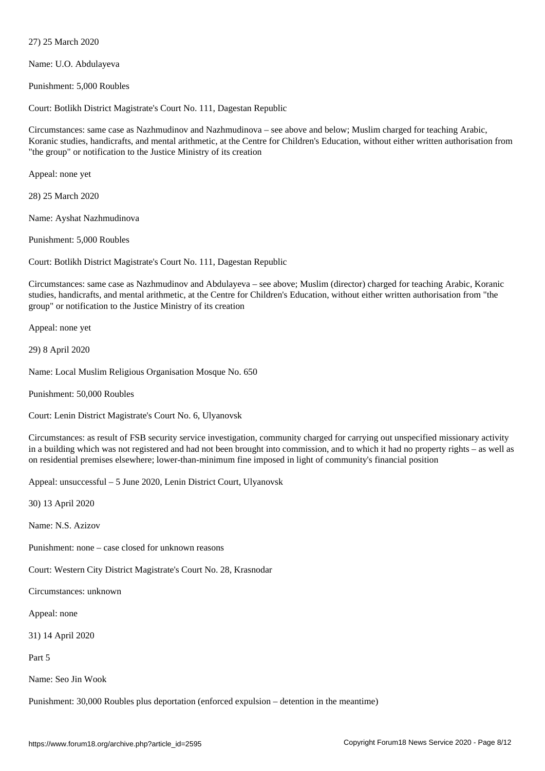27) 25 March 2020

Name: U.O. Abdulayeva

Punishment: 5,000 Roubles

Court: Botlikh District Magistrate's Court No. 111, Dagestan Republic

Circumstances: same case as Nazhmudinov and Nazhmudinova – see above and below; Muslim charged for teaching Arabic, Koranic studies, handicrafts, and mental arithmetic, at the Centre for Children's Education, without either written authorisation from "the group" or notification to the Justice Ministry of its creation

Appeal: none yet

28) 25 March 2020

Name: Ayshat Nazhmudinova

Punishment: 5,000 Roubles

Court: Botlikh District Magistrate's Court No. 111, Dagestan Republic

Circumstances: same case as Nazhmudinov and Abdulayeva – see above; Muslim (director) charged for teaching Arabic, Koranic studies, handicrafts, and mental arithmetic, at the Centre for Children's Education, without either written authorisation from "the group" or notification to the Justice Ministry of its creation

Appeal: none yet

29) 8 April 2020

Name: Local Muslim Religious Organisation Mosque No. 650

Punishment: 50,000 Roubles

Court: Lenin District Magistrate's Court No. 6, Ulyanovsk

Circumstances: as result of FSB security service investigation, community charged for carrying out unspecified missionary activity in a building which was not registered and had not been brought into commission, and to which it had no property rights – as well as on residential premises elsewhere; lower-than-minimum fine imposed in light of community's financial position

Appeal: unsuccessful – 5 June 2020, Lenin District Court, Ulyanovsk

30) 13 April 2020

Name: N.S. Azizov

Punishment: none – case closed for unknown reasons

Court: Western City District Magistrate's Court No. 28, Krasnodar

Circumstances: unknown

Appeal: none

31) 14 April 2020

Part 5

Name: Seo Jin Wook

Punishment: 30,000 Roubles plus deportation (enforced expulsion – detention in the meantime)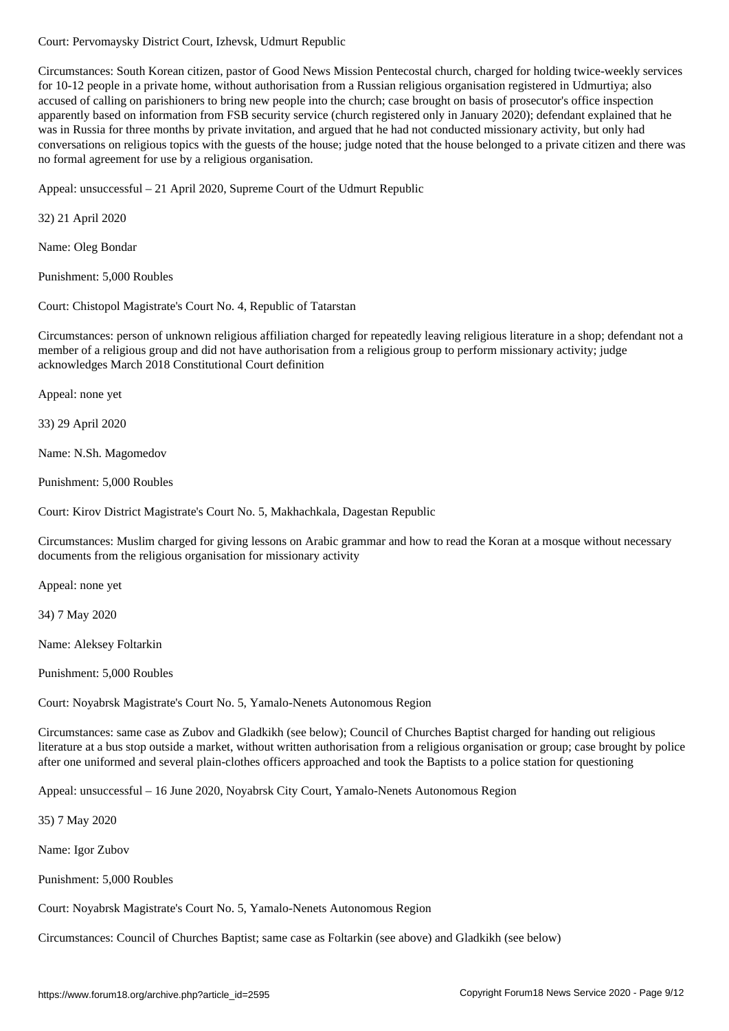Court: Pervomaysky District Court, Izhevsk, Udmurt Republic

Circumstances: South Korean citizen, pastor of Good News Mission Pentecostal church, charged for holding twice-weekly services for 10-12 people in a private home, without authorisation from a Russian religious organisation registered in Udmurtiya; also accused of calling on parishioners to bring new people into the church; case brought on basis of prosecutor's office inspection apparently based on information from FSB security service (church registered only in January 2020); defendant explained that he was in Russia for three months by private invitation, and argued that he had not conducted missionary activity, but only had conversations on religious topics with the guests of the house; judge noted that the house belonged to a private citizen and there was no formal agreement for use by a religious organisation.

Appeal: unsuccessful – 21 April 2020, Supreme Court of the Udmurt Republic

32) 21 April 2020

Name: Oleg Bondar

Punishment: 5,000 Roubles

Court: Chistopol Magistrate's Court No. 4, Republic of Tatarstan

Circumstances: person of unknown religious affiliation charged for repeatedly leaving religious literature in a shop; defendant not a member of a religious group and did not have authorisation from a religious group to perform missionary activity; judge acknowledges March 2018 Constitutional Court definition

Appeal: none yet

33) 29 April 2020

Name: N.Sh. Magomedov

Punishment: 5,000 Roubles

Court: Kirov District Magistrate's Court No. 5, Makhachkala, Dagestan Republic

Circumstances: Muslim charged for giving lessons on Arabic grammar and how to read the Koran at a mosque without necessary documents from the religious organisation for missionary activity

Appeal: none yet

34) 7 May 2020

Name: Aleksey Foltarkin

Punishment: 5,000 Roubles

Court: Noyabrsk Magistrate's Court No. 5, Yamalo-Nenets Autonomous Region

Circumstances: same case as Zubov and Gladkikh (see below); Council of Churches Baptist charged for handing out religious literature at a bus stop outside a market, without written authorisation from a religious organisation or group; case brought by police after one uniformed and several plain-clothes officers approached and took the Baptists to a police station for questioning

Appeal: unsuccessful – 16 June 2020, Noyabrsk City Court, Yamalo-Nenets Autonomous Region

35) 7 May 2020

Name: Igor Zubov

Punishment: 5,000 Roubles

Court: Noyabrsk Magistrate's Court No. 5, Yamalo-Nenets Autonomous Region

Circumstances: Council of Churches Baptist; same case as Foltarkin (see above) and Gladkikh (see below)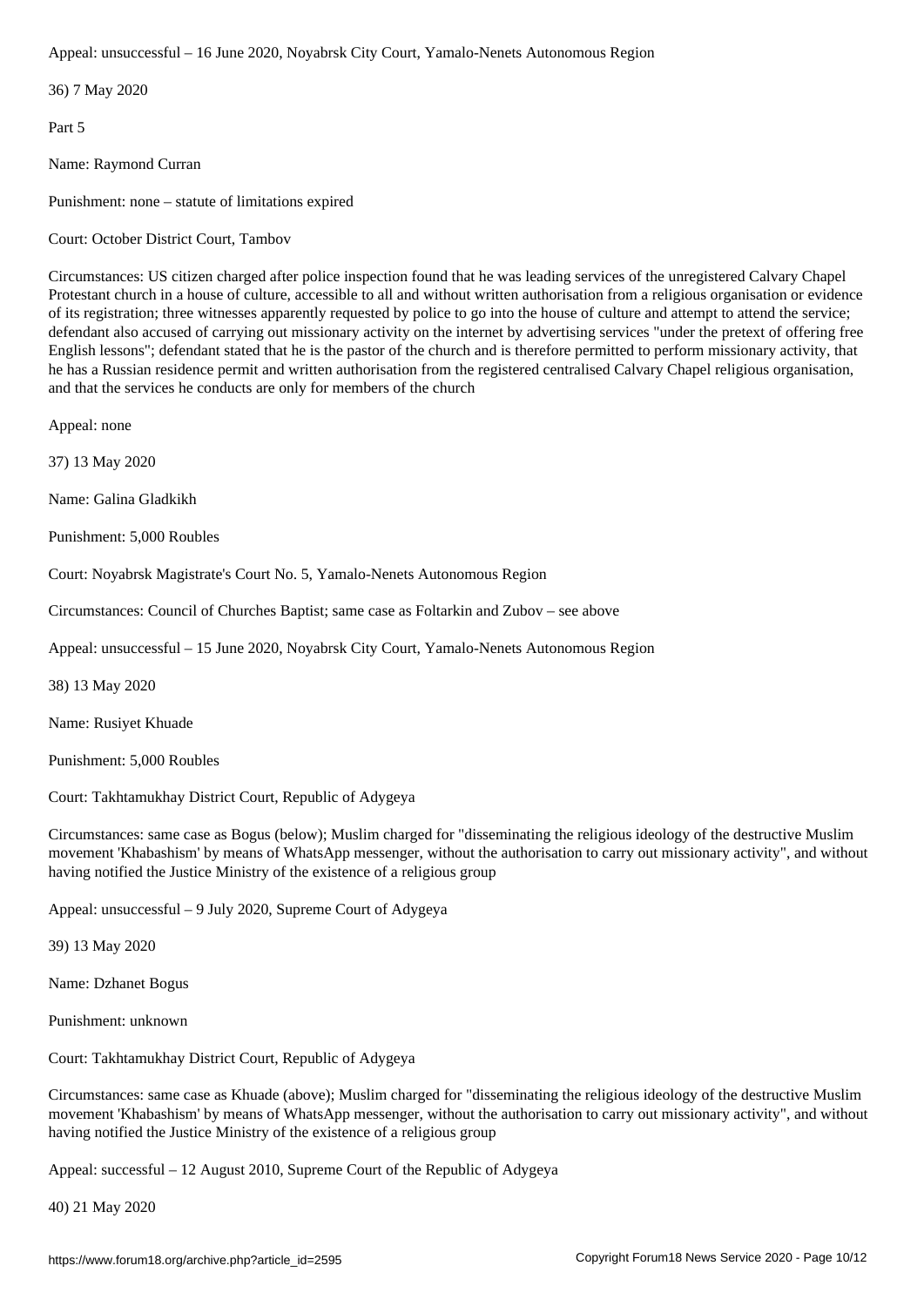Appeal: unsuccessful – 16 June 2020, Noyabrsk City Court, Yamalo-Nenets Autonomous Region

36) 7 May 2020

Part 5

Name: Raymond Curran

Punishment: none – statute of limitations expired

Court: October District Court, Tambov

Circumstances: US citizen charged after police inspection found that he was leading services of the unregistered Calvary Chapel Protestant church in a house of culture, accessible to all and without written authorisation from a religious organisation or evidence of its registration; three witnesses apparently requested by police to go into the house of culture and attempt to attend the service; defendant also accused of carrying out missionary activity on the internet by advertising services "under the pretext of offering free English lessons"; defendant stated that he is the pastor of the church and is therefore permitted to perform missionary activity, that he has a Russian residence permit and written authorisation from the registered centralised Calvary Chapel religious organisation, and that the services he conducts are only for members of the church

Appeal: none

37) 13 May 2020

Name: Galina Gladkikh

Punishment: 5,000 Roubles

Court: Noyabrsk Magistrate's Court No. 5, Yamalo-Nenets Autonomous Region

Circumstances: Council of Churches Baptist; same case as Foltarkin and Zubov – see above

Appeal: unsuccessful – 15 June 2020, Noyabrsk City Court, Yamalo-Nenets Autonomous Region

38) 13 May 2020

Name: Rusiyet Khuade

Punishment: 5,000 Roubles

Court: Takhtamukhay District Court, Republic of Adygeya

Circumstances: same case as Bogus (below); Muslim charged for "disseminating the religious ideology of the destructive Muslim movement 'Khabashism' by means of WhatsApp messenger, without the authorisation to carry out missionary activity", and without having notified the Justice Ministry of the existence of a religious group

Appeal: unsuccessful – 9 July 2020, Supreme Court of Adygeya

39) 13 May 2020

Name: Dzhanet Bogus

Punishment: unknown

Court: Takhtamukhay District Court, Republic of Adygeya

Circumstances: same case as Khuade (above); Muslim charged for "disseminating the religious ideology of the destructive Muslim movement 'Khabashism' by means of WhatsApp messenger, without the authorisation to carry out missionary activity", and without having notified the Justice Ministry of the existence of a religious group

Appeal: successful – 12 August 2010, Supreme Court of the Republic of Adygeya

40) 21 May 2020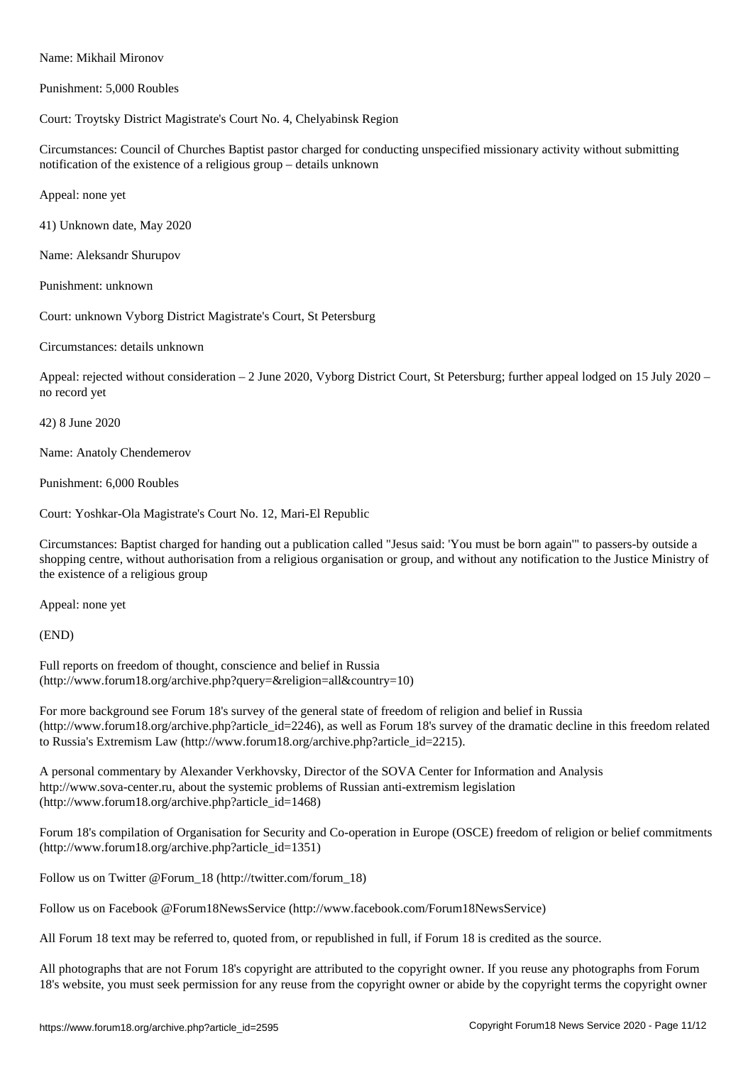Name: Mikhail Mironov

Punishment: 5,000 Roubles

Court: Troytsky District Magistrate's Court No. 4, Chelyabinsk Region

Circumstances: Council of Churches Baptist pastor charged for conducting unspecified missionary activity without submitting notification of the existence of a religious group – details unknown

Appeal: none yet

41) Unknown date, May 2020

Name: Aleksandr Shurupov

Punishment: unknown

Court: unknown Vyborg District Magistrate's Court, St Petersburg

Circumstances: details unknown

Appeal: rejected without consideration – 2 June 2020, Vyborg District Court, St Petersburg; further appeal lodged on 15 July 2020 – no record yet

42) 8 June 2020

Name: Anatoly Chendemerov

Punishment: 6,000 Roubles

Court: Yoshkar-Ola Magistrate's Court No. 12, Mari-El Republic

Circumstances: Baptist charged for handing out a publication called "Jesus said: 'You must be born again'" to passers-by outside a shopping centre, without authorisation from a religious organisation or group, and without any notification to the Justice Ministry of the existence of a religious group

Appeal: none yet

(END)

Full reports on freedom of thought, conscience and belief in Russia (http://www.forum18.org/archive.php?query=&religion=all&country=10)

For more background see Forum 18's survey of the general state of freedom of religion and belief in Russia (http://www.forum18.org/archive.php?article_id=2246), as well as Forum 18's survey of the dramatic decline in this freedom related to Russia's Extremism Law (http://www.forum18.org/archive.php?article_id=2215).

A personal commentary by Alexander Verkhovsky, Director of the SOVA Center for Information and Analysis http://www.sova-center.ru, about the systemic problems of Russian anti-extremism legislation (http://www.forum18.org/archive.php?article_id=1468)

Forum 18's compilation of Organisation for Security and Co-operation in Europe (OSCE) freedom of religion or belief commitments (http://www.forum18.org/archive.php?article_id=1351)

Follow us on Twitter @Forum_18 (http://twitter.com/forum_18)

Follow us on Facebook @Forum18NewsService (http://www.facebook.com/Forum18NewsService)

All Forum 18 text may be referred to, quoted from, or republished in full, if Forum 18 is credited as the source.

All photographs that are not Forum 18's copyright are attributed to the copyright owner. If you reuse any photographs from Forum 18's website, you must seek permission for any reuse from the copyright owner or abide by the copyright terms the copyright owner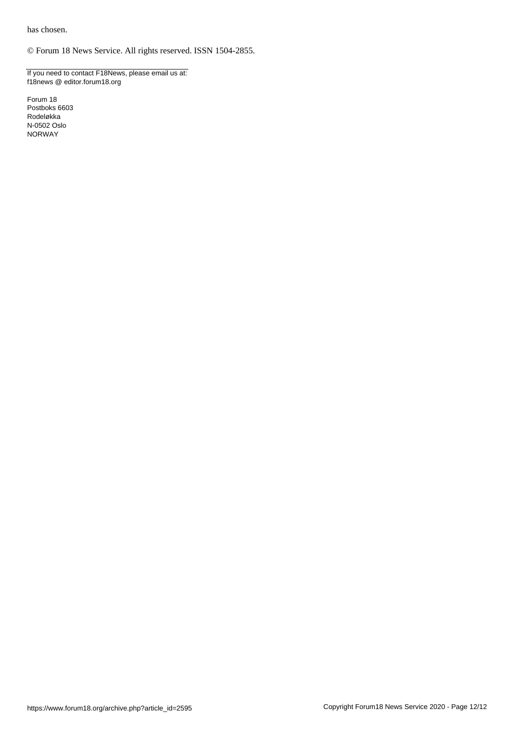has chosen.

© Forum 18 News Service. All rights reserved. ISSN 1504-2855.

---

If you need to contact F18News, please email us at:
f18news @ editor.forum18.org

Forum 18
Postboks 6603
Rodeløkka
N-0502 Oslo
NORWAY